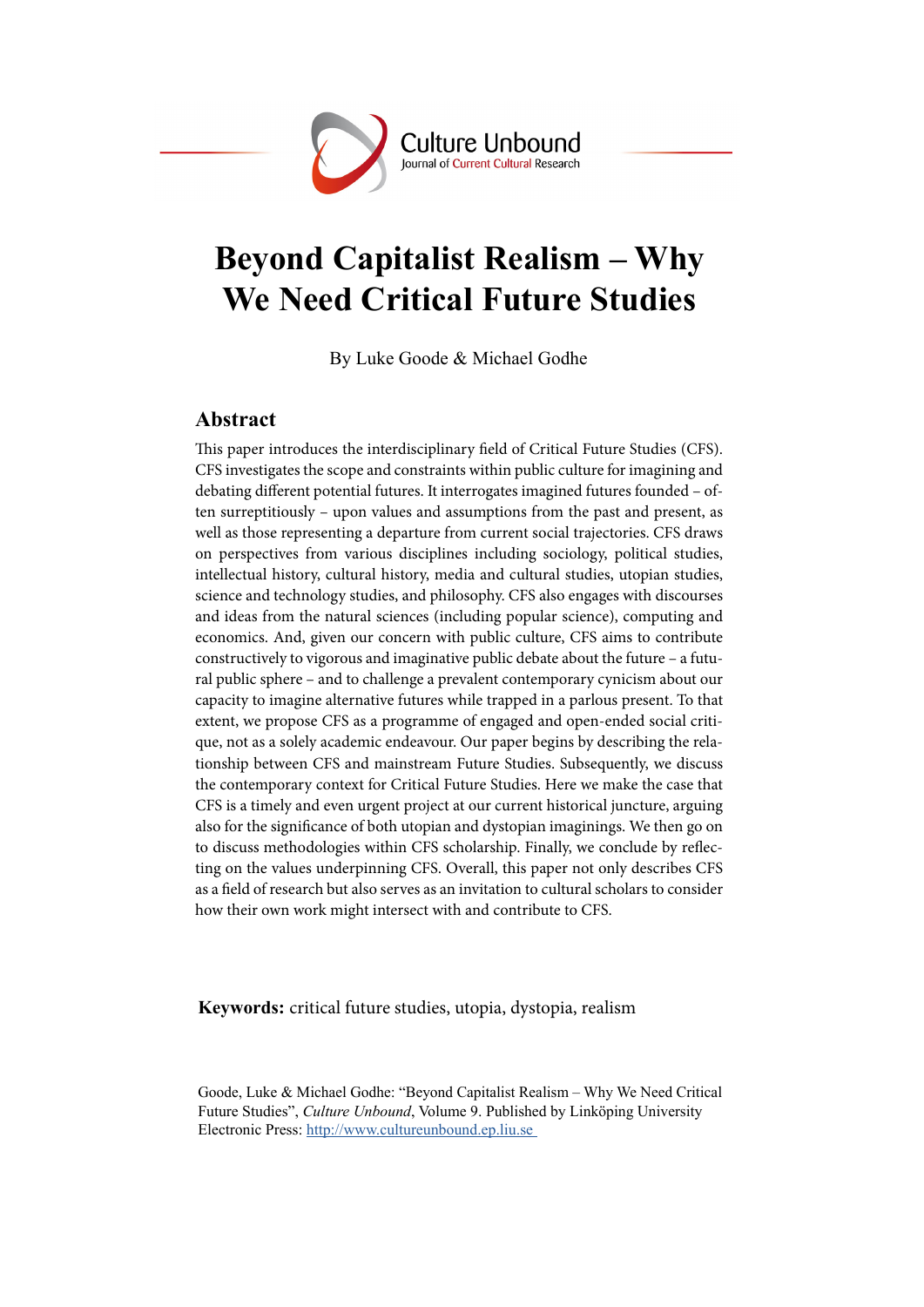Culture Unbound
Journal of Current Cultural Research

# Beyond Capitalist Realism – Why We Need Critical Future Studies

By Luke Goode & Michael Godhe

## Abstract

This paper introduces the interdisciplinary field of Critical Future Studies (CFS). CFS investigates the scope and constraints within public culture for imagining and debating different potential futures. It interrogates imagined futures founded – often surreptitiously – upon values and assumptions from the past and present, as well as those representing a departure from current social trajectories. CFS draws on perspectives from various disciplines including sociology, political studies, intellectual history, cultural history, media and cultural studies, utopian studies, science and technology studies, and philosophy. CFS also engages with discourses and ideas from the natural sciences (including popular science), computing and economics. And, given our concern with public culture, CFS aims to contribute constructively to vigorous and imaginative public debate about the future – a futural public sphere – and to challenge a prevalent contemporary cynicism about our capacity to imagine alternative futures while trapped in a parlous present. To that extent, we propose CFS as a programme of engaged and open-ended social critique, not as a solely academic endeavour. Our paper begins by describing the relationship between CFS and mainstream Future Studies. Subsequently, we discuss the contemporary context for Critical Future Studies. Here we make the case that CFS is a timely and even urgent project at our current historical juncture, arguing also for the significance of both utopian and dystopian imaginings. We then go on to discuss methodologies within CFS scholarship. Finally, we conclude by reflecting on the values underpinning CFS. Overall, this paper not only describes CFS as a field of research but also serves as an invitation to cultural scholars to consider how their own work might intersect with and contribute to CFS.

**Keywords:** critical future studies, utopia, dystopia, realism

Goode, Luke & Michael Godhe: "Beyond Capitalist Realism – Why We Need Critical Future Studies", *Culture Unbound*, Volume 9. Published by Linköping University Electronic Press: http://www.cultureunbound.ep.liu.se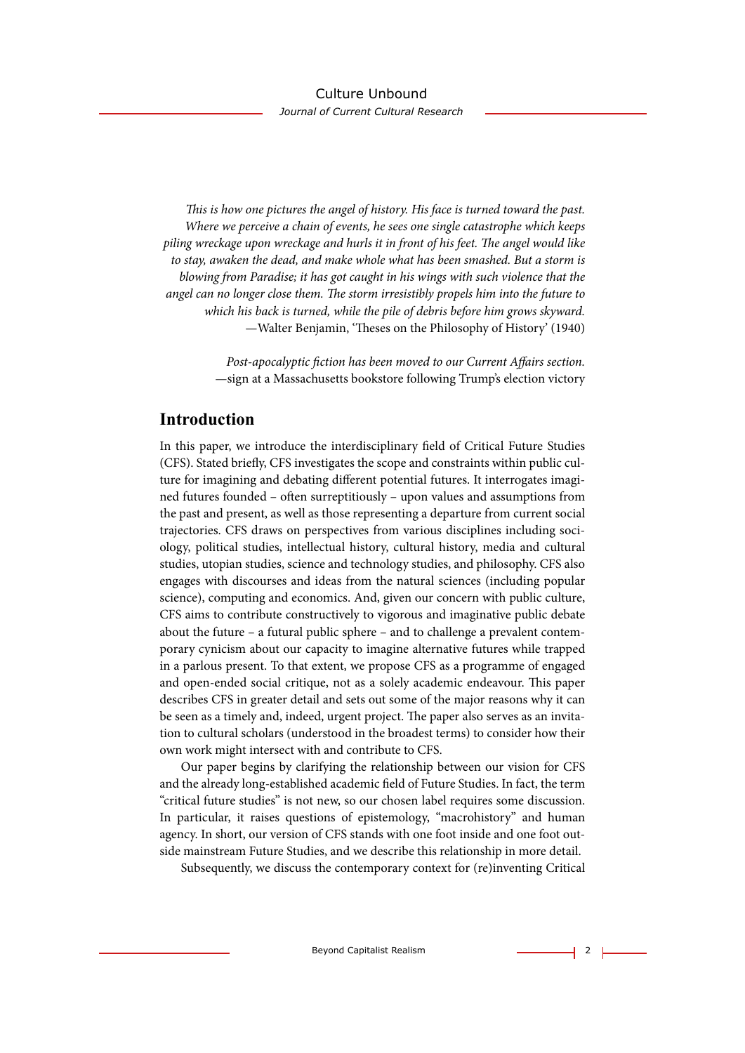*This is how one pictures the angel of history. His face is turned toward the past. Where we perceive a chain of events, he sees one single catastrophe which keeps piling wreckage upon wreckage and hurls it in front of his feet. The angel would like to stay, awaken the dead, and make whole what has been smashed. But a storm is blowing from Paradise; it has got caught in his wings with such violence that the angel can no longer close them. The storm irresistibly propels him into the future to which his back is turned, while the pile of debris before him grows skyward.*
—Walter Benjamin, 'Theses on the Philosophy of History' (1940)

*Post-apocalyptic fiction has been moved to our Current Affairs section.*
—sign at a Massachusetts bookstore following Trump's election victory

## Introduction

In this paper, we introduce the interdisciplinary field of Critical Future Studies (CFS). Stated briefly, CFS investigates the scope and constraints within public culture for imagining and debating different potential futures. It interrogates imagined futures founded – often surreptitiously – upon values and assumptions from the past and present, as well as those representing a departure from current social trajectories. CFS draws on perspectives from various disciplines including sociology, political studies, intellectual history, cultural history, media and cultural studies, utopian studies, science and technology studies, and philosophy. CFS also engages with discourses and ideas from the natural sciences (including popular science), computing and economics. And, given our concern with public culture, CFS aims to contribute constructively to vigorous and imaginative public debate about the future – a futural public sphere – and to challenge a prevalent contemporary cynicism about our capacity to imagine alternative futures while trapped in a parlous present. To that extent, we propose CFS as a programme of engaged and open-ended social critique, not as a solely academic endeavour. This paper describes CFS in greater detail and sets out some of the major reasons why it can be seen as a timely and, indeed, urgent project. The paper also serves as an invitation to cultural scholars (understood in the broadest terms) to consider how their own work might intersect with and contribute to CFS.

Our paper begins by clarifying the relationship between our vision for CFS and the already long-established academic field of Future Studies. In fact, the term "critical future studies" is not new, so our chosen label requires some discussion. In particular, it raises questions of epistemology, "macrohistory" and human agency. In short, our version of CFS stands with one foot inside and one foot outside mainstream Future Studies, and we describe this relationship in more detail.

Subsequently, we discuss the contemporary context for (re)inventing Critical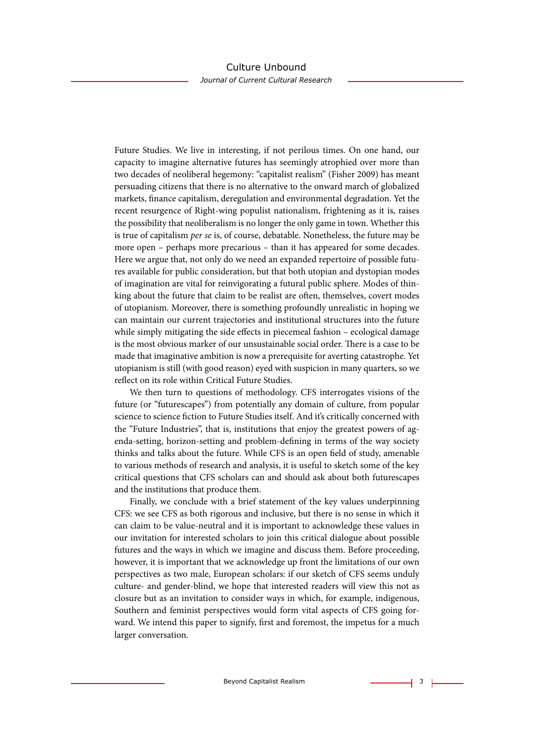Future Studies. We live in interesting, if not perilous times. On one hand, our capacity to imagine alternative futures has seemingly atrophied over more than two decades of neoliberal hegemony: "capitalist realism" (Fisher 2009) has meant persuading citizens that there is no alternative to the onward march of globalized markets, finance capitalism, deregulation and environmental degradation. Yet the recent resurgence of Right-wing populist nationalism, frightening as it is, raises the possibility that neoliberalism is no longer the only game in town. Whether this is true of capitalism *per se* is, of course, debatable. Nonetheless, the future may be more open – perhaps more precarious – than it has appeared for some decades. Here we argue that, not only do we need an expanded repertoire of possible futures available for public consideration, but that both utopian and dystopian modes of imagination are vital for reinvigorating a futural public sphere. Modes of thinking about the future that claim to be realist are often, themselves, covert modes of utopianism. Moreover, there is something profoundly unrealistic in hoping we can maintain our current trajectories and institutional structures into the future while simply mitigating the side effects in piecemeal fashion – ecological damage is the most obvious marker of our unsustainable social order. There is a case to be made that imaginative ambition is now a prerequisite for averting catastrophe. Yet utopianism is still (with good reason) eyed with suspicion in many quarters, so we reflect on its role within Critical Future Studies.

We then turn to questions of methodology. CFS interrogates visions of the future (or "futurescapes") from potentially any domain of culture, from popular science to science fiction to Future Studies itself. And it's critically concerned with the "Future Industries", that is, institutions that enjoy the greatest powers of agenda-setting, horizon-setting and problem-defining in terms of the way society thinks and talks about the future. While CFS is an open field of study, amenable to various methods of research and analysis, it is useful to sketch some of the key critical questions that CFS scholars can and should ask about both futurescapes and the institutions that produce them.

Finally, we conclude with a brief statement of the key values underpinning CFS: we see CFS as both rigorous and inclusive, but there is no sense in which it can claim to be value-neutral and it is important to acknowledge these values in our invitation for interested scholars to join this critical dialogue about possible futures and the ways in which we imagine and discuss them. Before proceeding, however, it is important that we acknowledge up front the limitations of our own perspectives as two male, European scholars: if our sketch of CFS seems unduly culture- and gender-blind, we hope that interested readers will view this not as closure but as an invitation to consider ways in which, for example, indigenous, Southern and feminist perspectives would form vital aspects of CFS going forward. We intend this paper to signify, first and foremost, the impetus for a much larger conversation.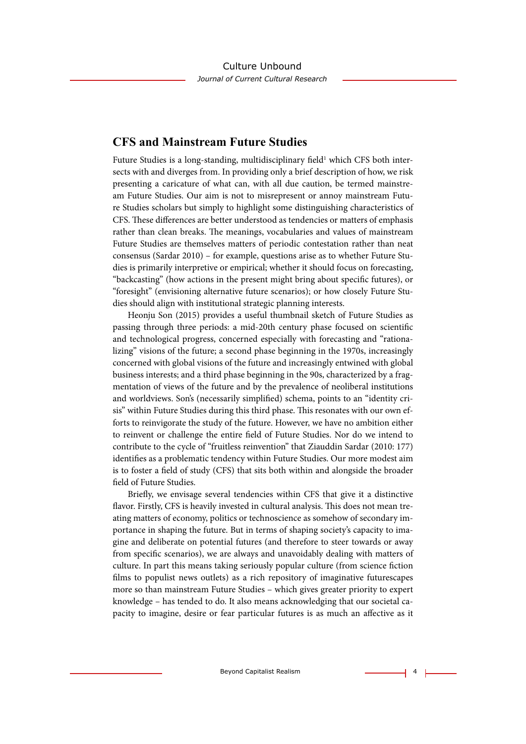## CFS and Mainstream Future Studies

Future Studies is a long-standing, multidisciplinary field[1] which CFS both intersects with and diverges from. In providing only a brief description of how, we risk presenting a caricature of what can, with all due caution, be termed mainstream Future Studies. Our aim is not to misrepresent or annoy mainstream Future Studies scholars but simply to highlight some distinguishing characteristics of CFS. These differences are better understood as tendencies or matters of emphasis rather than clean breaks. The meanings, vocabularies and values of mainstream Future Studies are themselves matters of periodic contestation rather than neat consensus (Sardar 2010) – for example, questions arise as to whether Future Studies is primarily interpretive or empirical; whether it should focus on forecasting, "backcasting" (how actions in the present might bring about specific futures), or "foresight" (envisioning alternative future scenarios); or how closely Future Studies should align with institutional strategic planning interests.

Heonju Son (2015) provides a useful thumbnail sketch of Future Studies as passing through three periods: a mid-20th century phase focused on scientific and technological progress, concerned especially with forecasting and "rationalizing" visions of the future; a second phase beginning in the 1970s, increasingly concerned with global visions of the future and increasingly entwined with global business interests; and a third phase beginning in the 90s, characterized by a fragmentation of views of the future and by the prevalence of neoliberal institutions and worldviews. Son's (necessarily simplified) schema, points to an "identity crisis" within Future Studies during this third phase. This resonates with our own efforts to reinvigorate the study of the future. However, we have no ambition either to reinvent or challenge the entire field of Future Studies. Nor do we intend to contribute to the cycle of "fruitless reinvention" that Ziauddin Sardar (2010: 177) identifies as a problematic tendency within Future Studies. Our more modest aim is to foster a field of study (CFS) that sits both within and alongside the broader field of Future Studies.

Briefly, we envisage several tendencies within CFS that give it a distinctive flavor. Firstly, CFS is heavily invested in cultural analysis. This does not mean treating matters of economy, politics or technoscience as somehow of secondary importance in shaping the future. But in terms of shaping society's capacity to imagine and deliberate on potential futures (and therefore to steer towards or away from specific scenarios), we are always and unavoidably dealing with matters of culture. In part this means taking seriously popular culture (from science fiction films to populist news outlets) as a rich repository of imaginative futurescapes more so than mainstream Future Studies – which gives greater priority to expert knowledge – has tended to do. It also means acknowledging that our societal capacity to imagine, desire or fear particular futures is as much an affective as it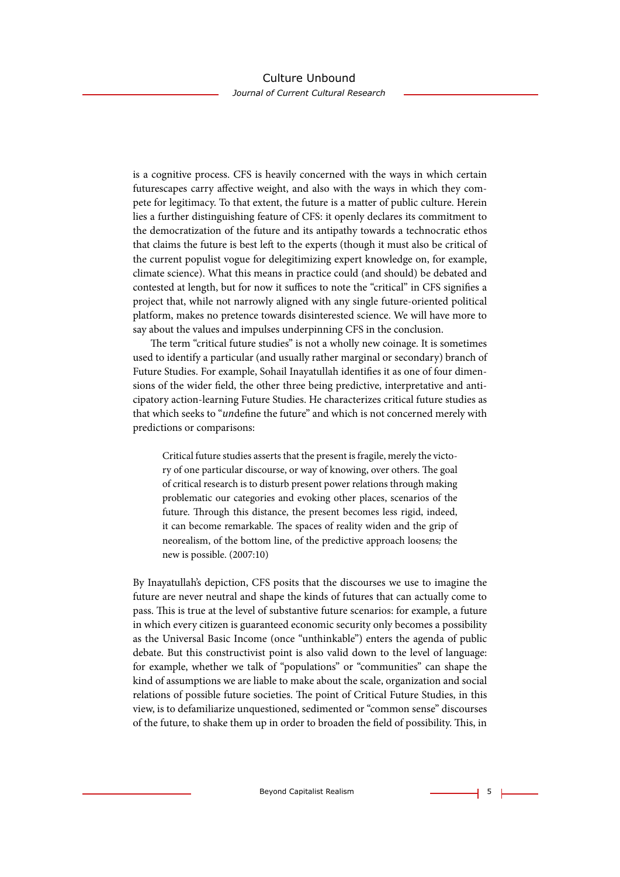is a cognitive process. CFS is heavily concerned with the ways in which certain futurescapes carry affective weight, and also with the ways in which they compete for legitimacy. To that extent, the future is a matter of public culture. Herein lies a further distinguishing feature of CFS: it openly declares its commitment to the democratization of the future and its antipathy towards a technocratic ethos that claims the future is best left to the experts (though it must also be critical of the current populist vogue for delegitimizing expert knowledge on, for example, climate science). What this means in practice could (and should) be debated and contested at length, but for now it suffices to note the "critical" in CFS signifies a project that, while not narrowly aligned with any single future-oriented political platform, makes no pretence towards disinterested science. We will have more to say about the values and impulses underpinning CFS in the conclusion.

The term "critical future studies" is not a wholly new coinage. It is sometimes used to identify a particular (and usually rather marginal or secondary) branch of Future Studies. For example, Sohail Inayatullah identifies it as one of four dimensions of the wider field, the other three being predictive, interpretative and anticipatory action-learning Future Studies. He characterizes critical future studies as that which seeks to "*un*define the future" and which is not concerned merely with predictions or comparisons:

> Critical future studies asserts that the present is fragile, merely the victory of one particular discourse, or way of knowing, over others. The goal of critical research is to disturb present power relations through making problematic our categories and evoking other places, scenarios of the future. Through this distance, the present becomes less rigid, indeed, it can become remarkable. The spaces of reality widen and the grip of neorealism, of the bottom line, of the predictive approach loosens; the new is possible. (2007:10)

By Inayatullah's depiction, CFS posits that the discourses we use to imagine the future are never neutral and shape the kinds of futures that can actually come to pass. This is true at the level of substantive future scenarios: for example, a future in which every citizen is guaranteed economic security only becomes a possibility as the Universal Basic Income (once "unthinkable") enters the agenda of public debate. But this constructivist point is also valid down to the level of language: for example, whether we talk of "populations" or "communities" can shape the kind of assumptions we are liable to make about the scale, organization and social relations of possible future societies. The point of Critical Future Studies, in this view, is to defamiliarize unquestioned, sedimented or "common sense" discourses of the future, to shake them up in order to broaden the field of possibility. This, in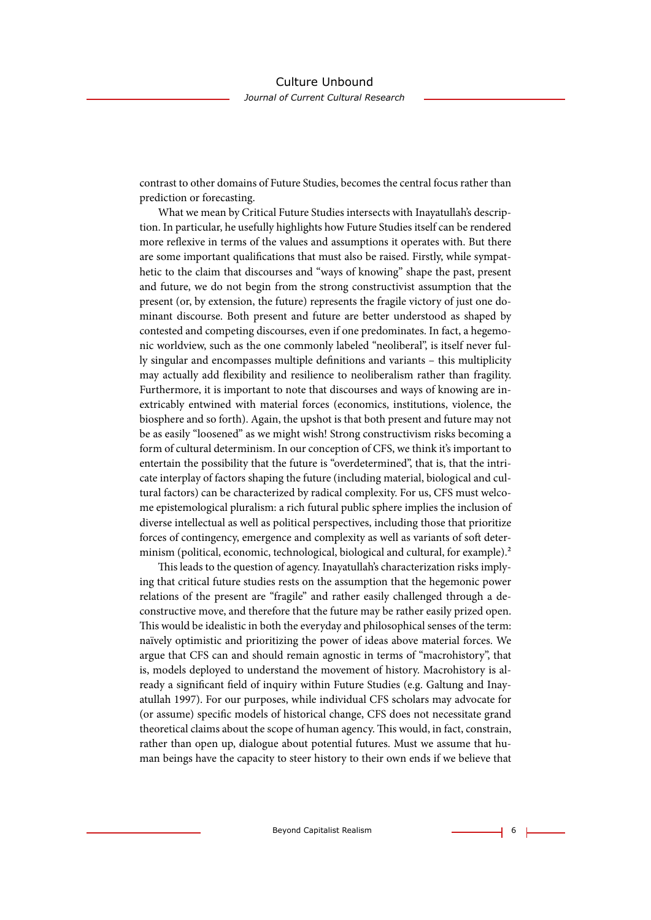contrast to other domains of Future Studies, becomes the central focus rather than prediction or forecasting.

What we mean by Critical Future Studies intersects with Inayatullah's description. In particular, he usefully highlights how Future Studies itself can be rendered more reflexive in terms of the values and assumptions it operates with. But there are some important qualifications that must also be raised. Firstly, while sympathetic to the claim that discourses and "ways of knowing" shape the past, present and future, we do not begin from the strong constructivist assumption that the present (or, by extension, the future) represents the fragile victory of just one dominant discourse. Both present and future are better understood as shaped by contested and competing discourses, even if one predominates. In fact, a hegemonic worldview, such as the one commonly labeled "neoliberal", is itself never fully singular and encompasses multiple definitions and variants – this multiplicity may actually add flexibility and resilience to neoliberalism rather than fragility. Furthermore, it is important to note that discourses and ways of knowing are inextricably entwined with material forces (economics, institutions, violence, the biosphere and so forth). Again, the upshot is that both present and future may not be as easily "loosened" as we might wish! Strong constructivism risks becoming a form of cultural determinism. In our conception of CFS, we think it's important to entertain the possibility that the future is "overdetermined", that is, that the intricate interplay of factors shaping the future (including material, biological and cultural factors) can be characterized by radical complexity. For us, CFS must welcome epistemological pluralism: a rich futural public sphere implies the inclusion of diverse intellectual as well as political perspectives, including those that prioritize forces of contingency, emergence and complexity as well as variants of soft determinism (political, economic, technological, biological and cultural, for example).[2]

This leads to the question of agency. Inayatullah's characterization risks implying that critical future studies rests on the assumption that the hegemonic power relations of the present are "fragile" and rather easily challenged through a deconstructive move, and therefore that the future may be rather easily prized open. This would be idealistic in both the everyday and philosophical senses of the term: naïvely optimistic and prioritizing the power of ideas above material forces. We argue that CFS can and should remain agnostic in terms of "macrohistory", that is, models deployed to understand the movement of history. Macrohistory is already a significant field of inquiry within Future Studies (e.g. Galtung and Inayatullah 1997). For our purposes, while individual CFS scholars may advocate for (or assume) specific models of historical change, CFS does not necessitate grand theoretical claims about the scope of human agency. This would, in fact, constrain, rather than open up, dialogue about potential futures. Must we assume that human beings have the capacity to steer history to their own ends if we believe that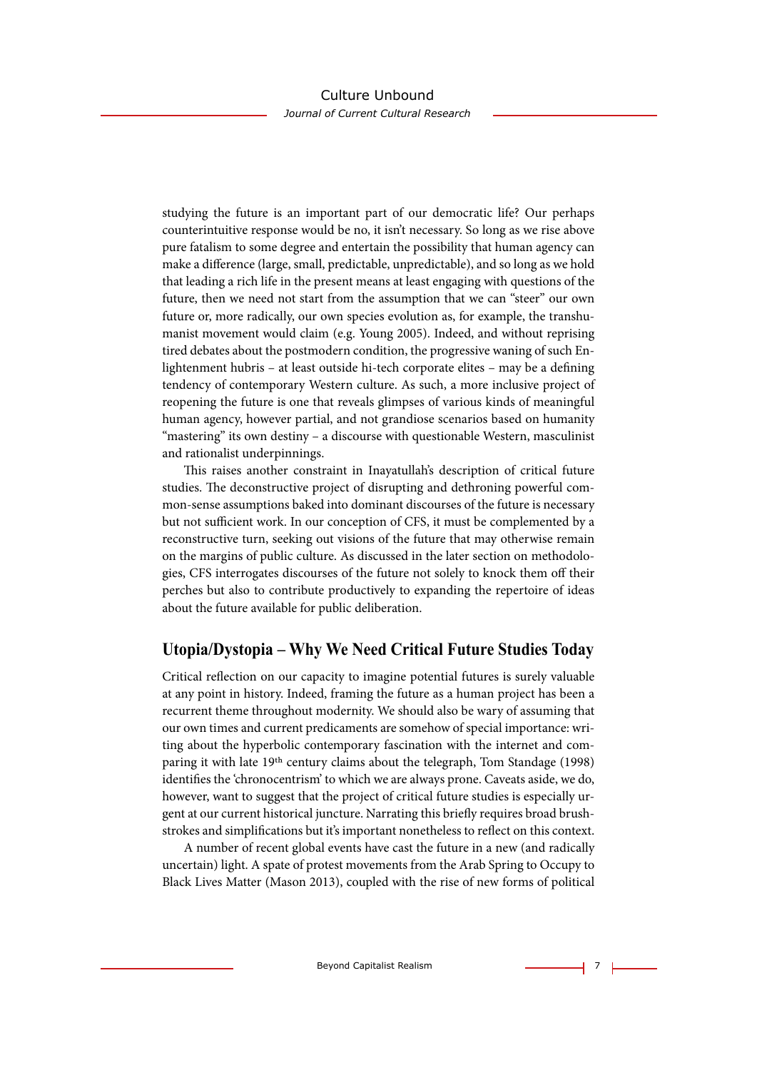studying the future is an important part of our democratic life? Our perhaps counterintuitive response would be no, it isn't necessary. So long as we rise above pure fatalism to some degree and entertain the possibility that human agency can make a difference (large, small, predictable, unpredictable), and so long as we hold that leading a rich life in the present means at least engaging with questions of the future, then we need not start from the assumption that we can "steer" our own future or, more radically, our own species evolution as, for example, the transhumanist movement would claim (e.g. Young 2005). Indeed, and without reprising tired debates about the postmodern condition, the progressive waning of such Enlightenment hubris – at least outside hi-tech corporate elites – may be a defining tendency of contemporary Western culture. As such, a more inclusive project of reopening the future is one that reveals glimpses of various kinds of meaningful human agency, however partial, and not grandiose scenarios based on humanity "mastering" its own destiny – a discourse with questionable Western, masculinist and rationalist underpinnings.

This raises another constraint in Inayatullah's description of critical future studies. The deconstructive project of disrupting and dethroning powerful common-sense assumptions baked into dominant discourses of the future is necessary but not sufficient work. In our conception of CFS, it must be complemented by a reconstructive turn, seeking out visions of the future that may otherwise remain on the margins of public culture. As discussed in the later section on methodologies, CFS interrogates discourses of the future not solely to knock them off their perches but also to contribute productively to expanding the repertoire of ideas about the future available for public deliberation.

## Utopia/Dystopia – Why We Need Critical Future Studies Today

Critical reflection on our capacity to imagine potential futures is surely valuable at any point in history. Indeed, framing the future as a human project has been a recurrent theme throughout modernity. We should also be wary of assuming that our own times and current predicaments are somehow of special importance: writing about the hyperbolic contemporary fascination with the internet and comparing it with late 19th century claims about the telegraph, Tom Standage (1998) identifies the 'chronocentrism' to which we are always prone. Caveats aside, we do, however, want to suggest that the project of critical future studies is especially urgent at our current historical juncture. Narrating this briefly requires broad brushstrokes and simplifications but it's important nonetheless to reflect on this context.

A number of recent global events have cast the future in a new (and radically uncertain) light. A spate of protest movements from the Arab Spring to Occupy to Black Lives Matter (Mason 2013), coupled with the rise of new forms of political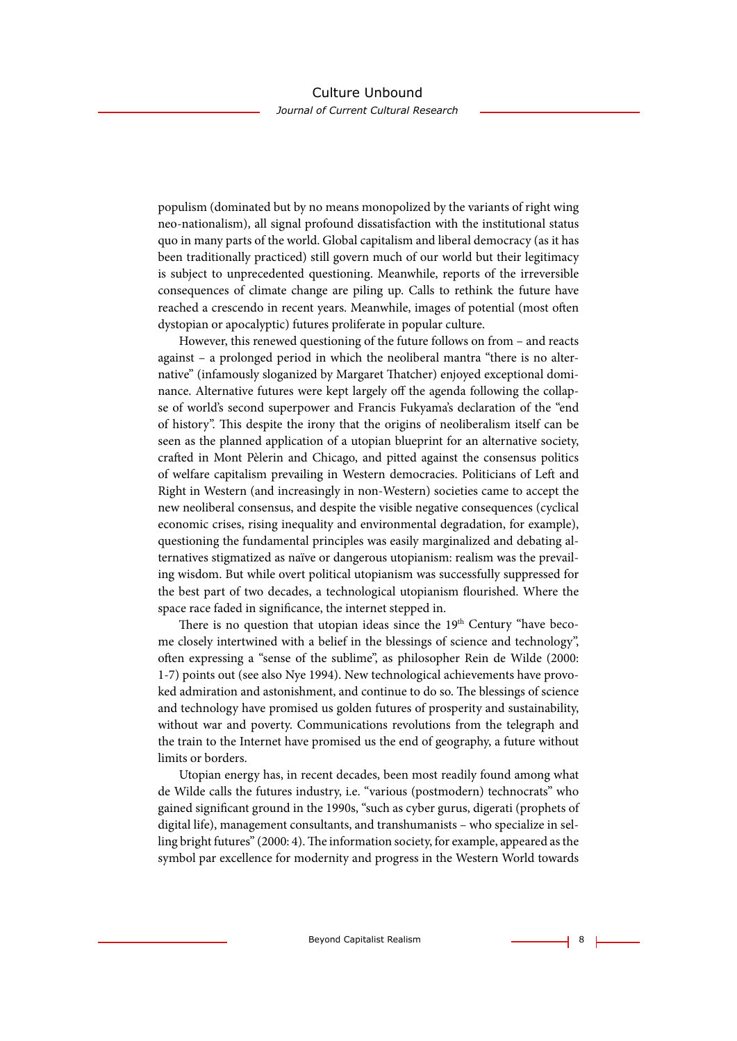populism (dominated but by no means monopolized by the variants of right wing neo-nationalism), all signal profound dissatisfaction with the institutional status quo in many parts of the world. Global capitalism and liberal democracy (as it has been traditionally practiced) still govern much of our world but their legitimacy is subject to unprecedented questioning. Meanwhile, reports of the irreversible consequences of climate change are piling up. Calls to rethink the future have reached a crescendo in recent years. Meanwhile, images of potential (most often dystopian or apocalyptic) futures proliferate in popular culture.

However, this renewed questioning of the future follows on from – and reacts against – a prolonged period in which the neoliberal mantra "there is no alternative" (infamously sloganized by Margaret Thatcher) enjoyed exceptional dominance. Alternative futures were kept largely off the agenda following the collapse of world's second superpower and Francis Fukyama's declaration of the "end of history". This despite the irony that the origins of neoliberalism itself can be seen as the planned application of a utopian blueprint for an alternative society, crafted in Mont Pèlerin and Chicago, and pitted against the consensus politics of welfare capitalism prevailing in Western democracies. Politicians of Left and Right in Western (and increasingly in non-Western) societies came to accept the new neoliberal consensus, and despite the visible negative consequences (cyclical economic crises, rising inequality and environmental degradation, for example), questioning the fundamental principles was easily marginalized and debating alternatives stigmatized as naïve or dangerous utopianism: realism was the prevailing wisdom. But while overt political utopianism was successfully suppressed for the best part of two decades, a technological utopianism flourished. Where the space race faded in significance, the internet stepped in.

There is no question that utopian ideas since the 19th Century "have become closely intertwined with a belief in the blessings of science and technology", often expressing a "sense of the sublime", as philosopher Rein de Wilde (2000: 1-7) points out (see also Nye 1994). New technological achievements have provoked admiration and astonishment, and continue to do so. The blessings of science and technology have promised us golden futures of prosperity and sustainability, without war and poverty. Communications revolutions from the telegraph and the train to the Internet have promised us the end of geography, a future without limits or borders.

Utopian energy has, in recent decades, been most readily found among what de Wilde calls the futures industry, i.e. "various (postmodern) technocrats" who gained significant ground in the 1990s, "such as cyber gurus, digerati (prophets of digital life), management consultants, and transhumanists – who specialize in selling bright futures" (2000: 4). The information society, for example, appeared as the symbol par excellence for modernity and progress in the Western World towards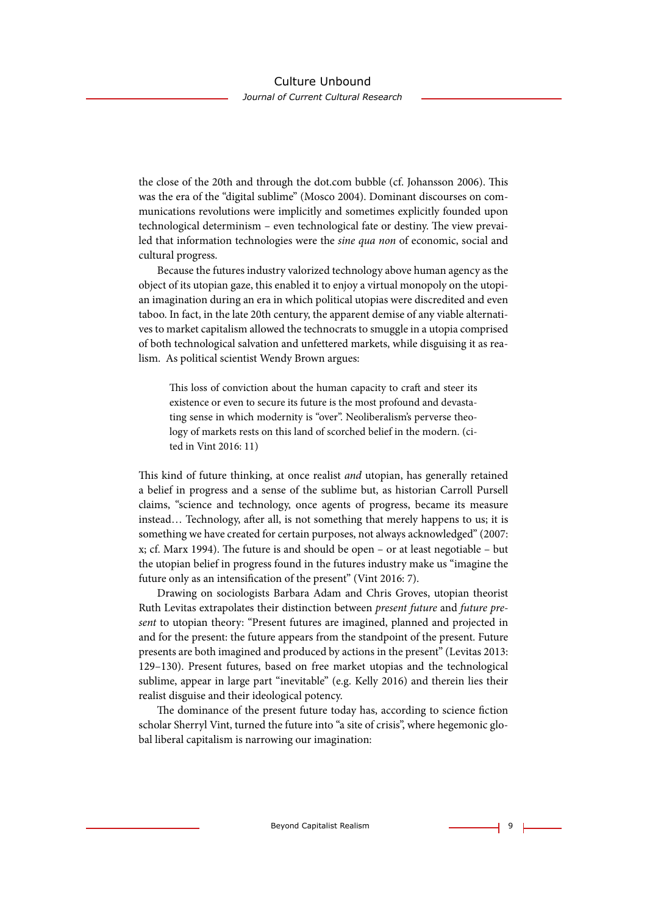the close of the 20th and through the dot.com bubble (cf. Johansson 2006). This was the era of the "digital sublime" (Mosco 2004). Dominant discourses on communications revolutions were implicitly and sometimes explicitly founded upon technological determinism – even technological fate or destiny. The view prevailed that information technologies were the *sine qua non* of economic, social and cultural progress.

Because the futures industry valorized technology above human agency as the object of its utopian gaze, this enabled it to enjoy a virtual monopoly on the utopian imagination during an era in which political utopias were discredited and even taboo. In fact, in the late 20th century, the apparent demise of any viable alternatives to market capitalism allowed the technocrats to smuggle in a utopia comprised of both technological salvation and unfettered markets, while disguising it as realism. As political scientist Wendy Brown argues:

> This loss of conviction about the human capacity to craft and steer its existence or even to secure its future is the most profound and devastating sense in which modernity is "over". Neoliberalism's perverse theology of markets rests on this land of scorched belief in the modern. (cited in Vint 2016: 11)

This kind of future thinking, at once realist *and* utopian, has generally retained a belief in progress and a sense of the sublime but, as historian Carroll Pursell claims, "science and technology, once agents of progress, became its measure instead… Technology, after all, is not something that merely happens to us; it is something we have created for certain purposes, not always acknowledged" (2007: x; cf. Marx 1994). The future is and should be open – or at least negotiable – but the utopian belief in progress found in the futures industry make us "imagine the future only as an intensification of the present" (Vint 2016: 7).

Drawing on sociologists Barbara Adam and Chris Groves, utopian theorist Ruth Levitas extrapolates their distinction between *present future* and *future present* to utopian theory: "Present futures are imagined, planned and projected in and for the present: the future appears from the standpoint of the present. Future presents are both imagined and produced by actions in the present" (Levitas 2013: 129–130). Present futures, based on free market utopias and the technological sublime, appear in large part "inevitable" (e.g. Kelly 2016) and therein lies their realist disguise and their ideological potency.

The dominance of the present future today has, according to science fiction scholar Sherryl Vint, turned the future into "a site of crisis", where hegemonic global liberal capitalism is narrowing our imagination: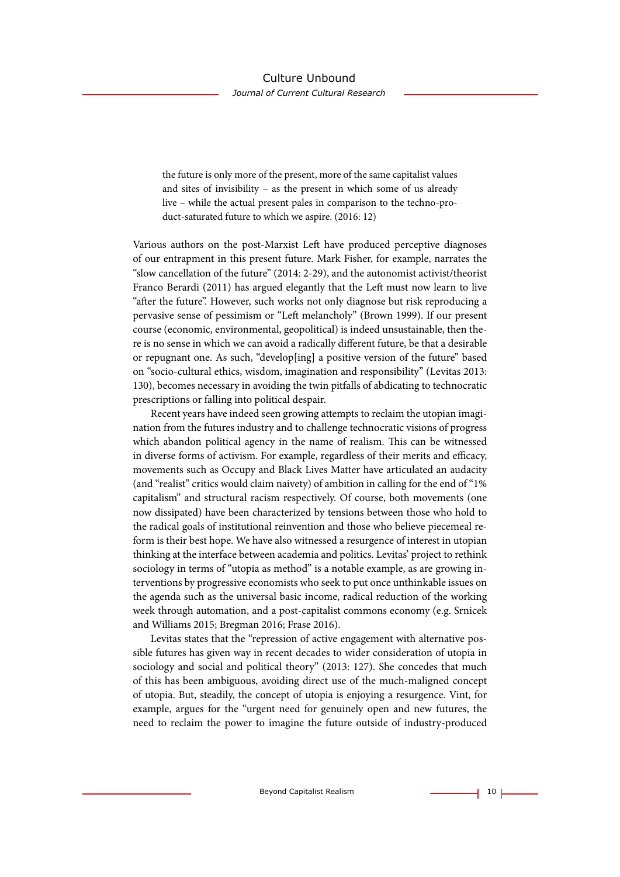> the future is only more of the present, more of the same capitalist values and sites of invisibility – as the present in which some of us already live – while the actual present pales in comparison to the techno-product-saturated future to which we aspire. (2016: 12)

Various authors on the post-Marxist Left have produced perceptive diagnoses of our entrapment in this present future. Mark Fisher, for example, narrates the "slow cancellation of the future" (2014: 2-29), and the autonomist activist/theorist Franco Berardi (2011) has argued elegantly that the Left must now learn to live "after the future". However, such works not only diagnose but risk reproducing a pervasive sense of pessimism or "Left melancholy" (Brown 1999). If our present course (economic, environmental, geopolitical) is indeed unsustainable, then there is no sense in which we can avoid a radically different future, be that a desirable or repugnant one. As such, "develop[ing] a positive version of the future" based on "socio-cultural ethics, wisdom, imagination and responsibility" (Levitas 2013: 130), becomes necessary in avoiding the twin pitfalls of abdicating to technocratic prescriptions or falling into political despair.

Recent years have indeed seen growing attempts to reclaim the utopian imagination from the futures industry and to challenge technocratic visions of progress which abandon political agency in the name of realism. This can be witnessed in diverse forms of activism. For example, regardless of their merits and efficacy, movements such as Occupy and Black Lives Matter have articulated an audacity (and "realist" critics would claim naivety) of ambition in calling for the end of "1% capitalism" and structural racism respectively. Of course, both movements (one now dissipated) have been characterized by tensions between those who hold to the radical goals of institutional reinvention and those who believe piecemeal reform is their best hope. We have also witnessed a resurgence of interest in utopian thinking at the interface between academia and politics. Levitas' project to rethink sociology in terms of "utopia as method" is a notable example, as are growing interventions by progressive economists who seek to put once unthinkable issues on the agenda such as the universal basic income, radical reduction of the working week through automation, and a post-capitalist commons economy (e.g. Srnicek and Williams 2015; Bregman 2016; Frase 2016).

Levitas states that the "repression of active engagement with alternative possible futures has given way in recent decades to wider consideration of utopia in sociology and social and political theory" (2013: 127). She concedes that much of this has been ambiguous, avoiding direct use of the much-maligned concept of utopia. But, steadily, the concept of utopia is enjoying a resurgence. Vint, for example, argues for the "urgent need for genuinely open and new futures, the need to reclaim the power to imagine the future outside of industry-produced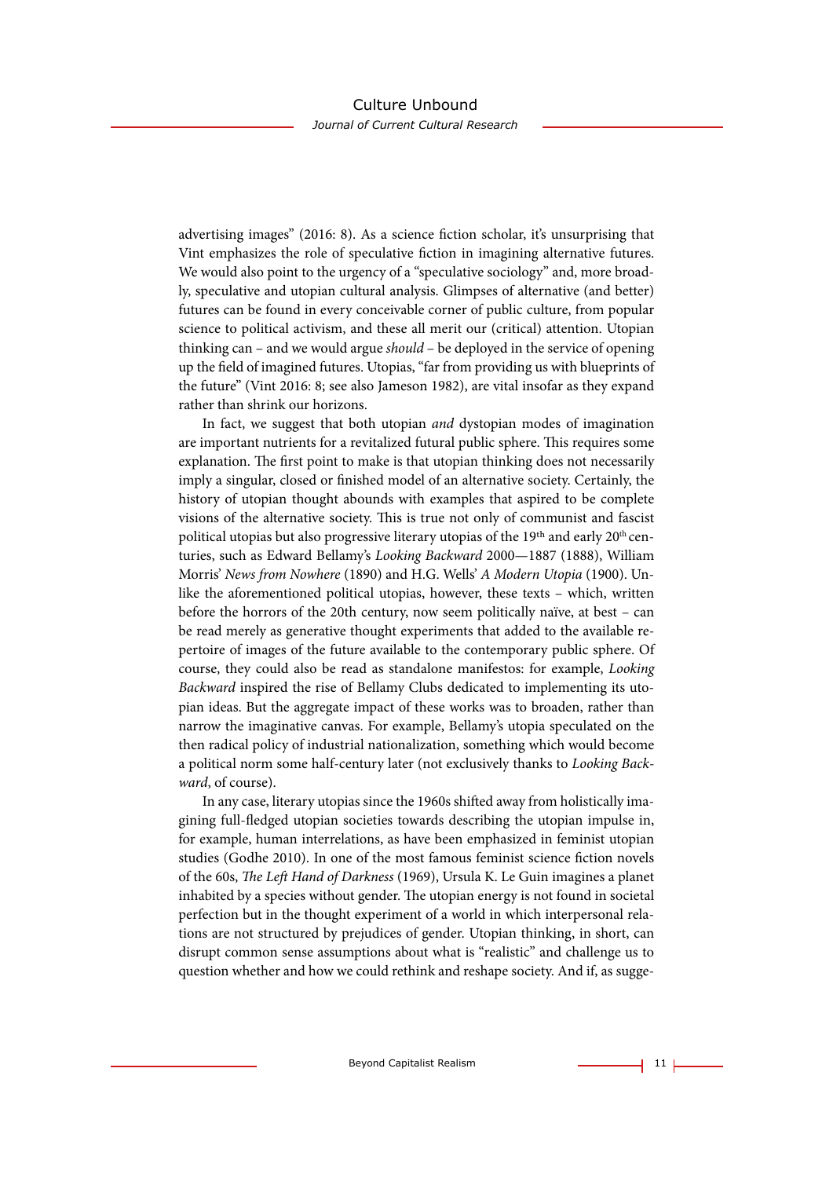advertising images" (2016: 8). As a science fiction scholar, it's unsurprising that Vint emphasizes the role of speculative fiction in imagining alternative futures. We would also point to the urgency of a "speculative sociology" and, more broadly, speculative and utopian cultural analysis. Glimpses of alternative (and better) futures can be found in every conceivable corner of public culture, from popular science to political activism, and these all merit our (critical) attention. Utopian thinking can – and we would argue *should* – be deployed in the service of opening up the field of imagined futures. Utopias, "far from providing us with blueprints of the future" (Vint 2016: 8; see also Jameson 1982), are vital insofar as they expand rather than shrink our horizons.

In fact, we suggest that both utopian *and* dystopian modes of imagination are important nutrients for a revitalized futural public sphere. This requires some explanation. The first point to make is that utopian thinking does not necessarily imply a singular, closed or finished model of an alternative society. Certainly, the history of utopian thought abounds with examples that aspired to be complete visions of the alternative society. This is true not only of communist and fascist political utopias but also progressive literary utopias of the 19th and early 20th centuries, such as Edward Bellamy's *Looking Backward* 2000—1887 (1888), William Morris' *News from Nowhere* (1890) and H.G. Wells' *A Modern Utopia* (1900). Unlike the aforementioned political utopias, however, these texts – which, written before the horrors of the 20th century, now seem politically naïve, at best – can be read merely as generative thought experiments that added to the available repertoire of images of the future available to the contemporary public sphere. Of course, they could also be read as standalone manifestos: for example, *Looking Backward* inspired the rise of Bellamy Clubs dedicated to implementing its utopian ideas. But the aggregate impact of these works was to broaden, rather than narrow the imaginative canvas. For example, Bellamy's utopia speculated on the then radical policy of industrial nationalization, something which would become a political norm some half-century later (not exclusively thanks to *Looking Backward*, of course).

In any case, literary utopias since the 1960s shifted away from holistically imagining full-fledged utopian societies towards describing the utopian impulse in, for example, human interrelations, as have been emphasized in feminist utopian studies (Godhe 2010). In one of the most famous feminist science fiction novels of the 60s, *The Left Hand of Darkness* (1969), Ursula K. Le Guin imagines a planet inhabited by a species without gender. The utopian energy is not found in societal perfection but in the thought experiment of a world in which interpersonal relations are not structured by prejudices of gender. Utopian thinking, in short, can disrupt common sense assumptions about what is "realistic" and challenge us to question whether and how we could rethink and reshape society. And if, as sugge-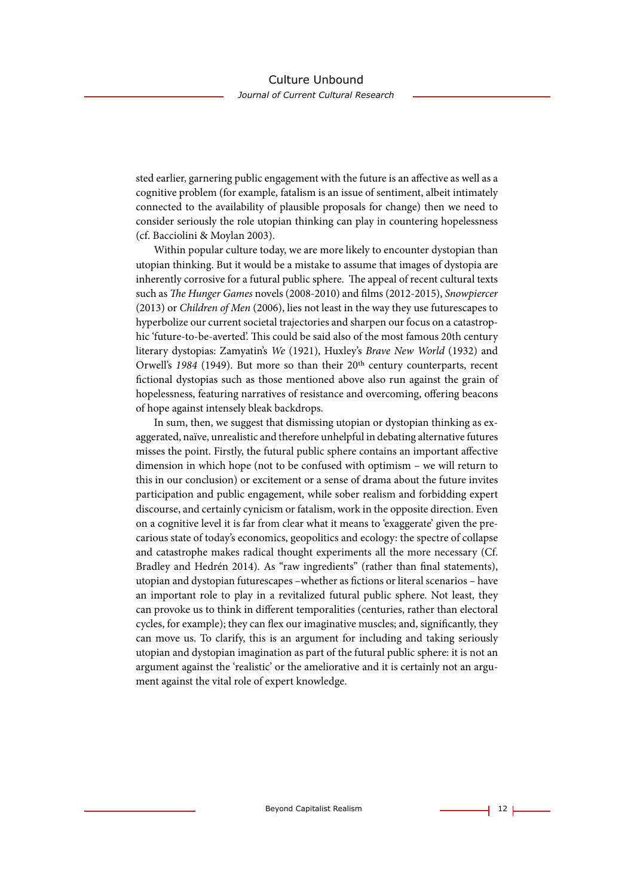sted earlier, garnering public engagement with the future is an affective as well as a cognitive problem (for example, fatalism is an issue of sentiment, albeit intimately connected to the availability of plausible proposals for change) then we need to consider seriously the role utopian thinking can play in countering hopelessness (cf. Bacciolini & Moylan 2003).

Within popular culture today, we are more likely to encounter dystopian than utopian thinking. But it would be a mistake to assume that images of dystopia are inherently corrosive for a futural public sphere. The appeal of recent cultural texts such as *The Hunger Games* novels (2008-2010) and films (2012-2015), *Snowpiercer* (2013) or *Children of Men* (2006), lies not least in the way they use futurescapes to hyperbolize our current societal trajectories and sharpen our focus on a catastrophic 'future-to-be-averted'. This could be said also of the most famous 20th century literary dystopias: Zamyatin's *We* (1921), Huxley's *Brave New World* (1932) and Orwell's *1984* (1949). But more so than their 20th century counterparts, recent fictional dystopias such as those mentioned above also run against the grain of hopelessness, featuring narratives of resistance and overcoming, offering beacons of hope against intensely bleak backdrops.

In sum, then, we suggest that dismissing utopian or dystopian thinking as exaggerated, naïve, unrealistic and therefore unhelpful in debating alternative futures misses the point. Firstly, the futural public sphere contains an important affective dimension in which hope (not to be confused with optimism – we will return to this in our conclusion) or excitement or a sense of drama about the future invites participation and public engagement, while sober realism and forbidding expert discourse, and certainly cynicism or fatalism, work in the opposite direction. Even on a cognitive level it is far from clear what it means to 'exaggerate' given the precarious state of today's economics, geopolitics and ecology: the spectre of collapse and catastrophe makes radical thought experiments all the more necessary (Cf. Bradley and Hedrén 2014). As "raw ingredients" (rather than final statements), utopian and dystopian futurescapes –whether as fictions or literal scenarios – have an important role to play in a revitalized futural public sphere. Not least, they can provoke us to think in different temporalities (centuries, rather than electoral cycles, for example); they can flex our imaginative muscles; and, significantly, they can move us. To clarify, this is an argument for including and taking seriously utopian and dystopian imagination as part of the futural public sphere: it is not an argument against the 'realistic' or the ameliorative and it is certainly not an argument against the vital role of expert knowledge.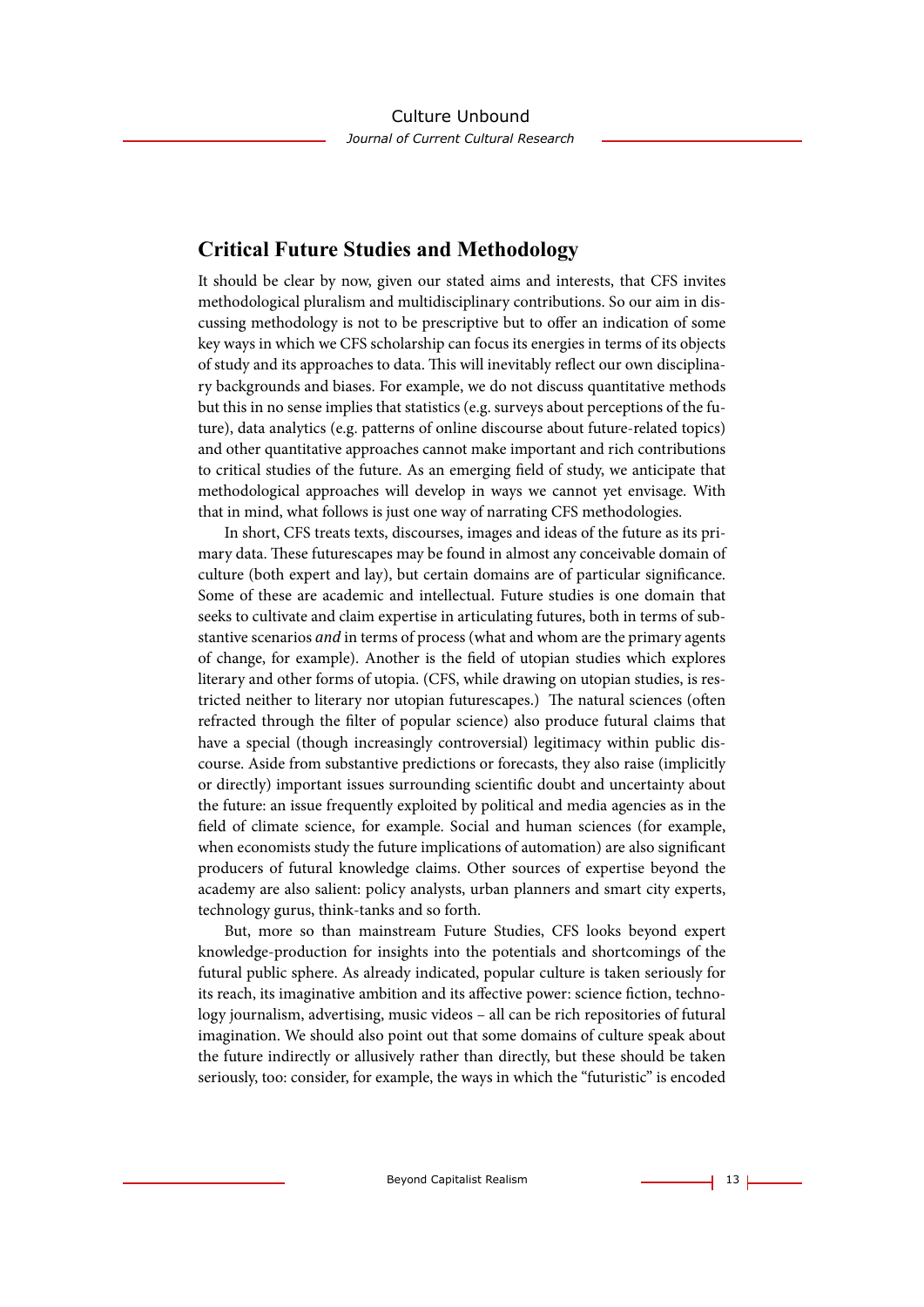## Critical Future Studies and Methodology

It should be clear by now, given our stated aims and interests, that CFS invites methodological pluralism and multidisciplinary contributions. So our aim in discussing methodology is not to be prescriptive but to offer an indication of some key ways in which we CFS scholarship can focus its energies in terms of its objects of study and its approaches to data. This will inevitably reflect our own disciplinary backgrounds and biases. For example, we do not discuss quantitative methods but this in no sense implies that statistics (e.g. surveys about perceptions of the future), data analytics (e.g. patterns of online discourse about future-related topics) and other quantitative approaches cannot make important and rich contributions to critical studies of the future. As an emerging field of study, we anticipate that methodological approaches will develop in ways we cannot yet envisage. With that in mind, what follows is just one way of narrating CFS methodologies.

In short, CFS treats texts, discourses, images and ideas of the future as its primary data. These futurescapes may be found in almost any conceivable domain of culture (both expert and lay), but certain domains are of particular significance. Some of these are academic and intellectual. Future studies is one domain that seeks to cultivate and claim expertise in articulating futures, both in terms of substantive scenarios *and* in terms of process (what and whom are the primary agents of change, for example). Another is the field of utopian studies which explores literary and other forms of utopia. (CFS, while drawing on utopian studies, is restricted neither to literary nor utopian futurescapes.) The natural sciences (often refracted through the filter of popular science) also produce futural claims that have a special (though increasingly controversial) legitimacy within public discourse. Aside from substantive predictions or forecasts, they also raise (implicitly or directly) important issues surrounding scientific doubt and uncertainty about the future: an issue frequently exploited by political and media agencies as in the field of climate science, for example. Social and human sciences (for example, when economists study the future implications of automation) are also significant producers of futural knowledge claims. Other sources of expertise beyond the academy are also salient: policy analysts, urban planners and smart city experts, technology gurus, think-tanks and so forth.

But, more so than mainstream Future Studies, CFS looks beyond expert knowledge-production for insights into the potentials and shortcomings of the futural public sphere. As already indicated, popular culture is taken seriously for its reach, its imaginative ambition and its affective power: science fiction, technology journalism, advertising, music videos – all can be rich repositories of futural imagination. We should also point out that some domains of culture speak about the future indirectly or allusively rather than directly, but these should be taken seriously, too: consider, for example, the ways in which the "futuristic" is encoded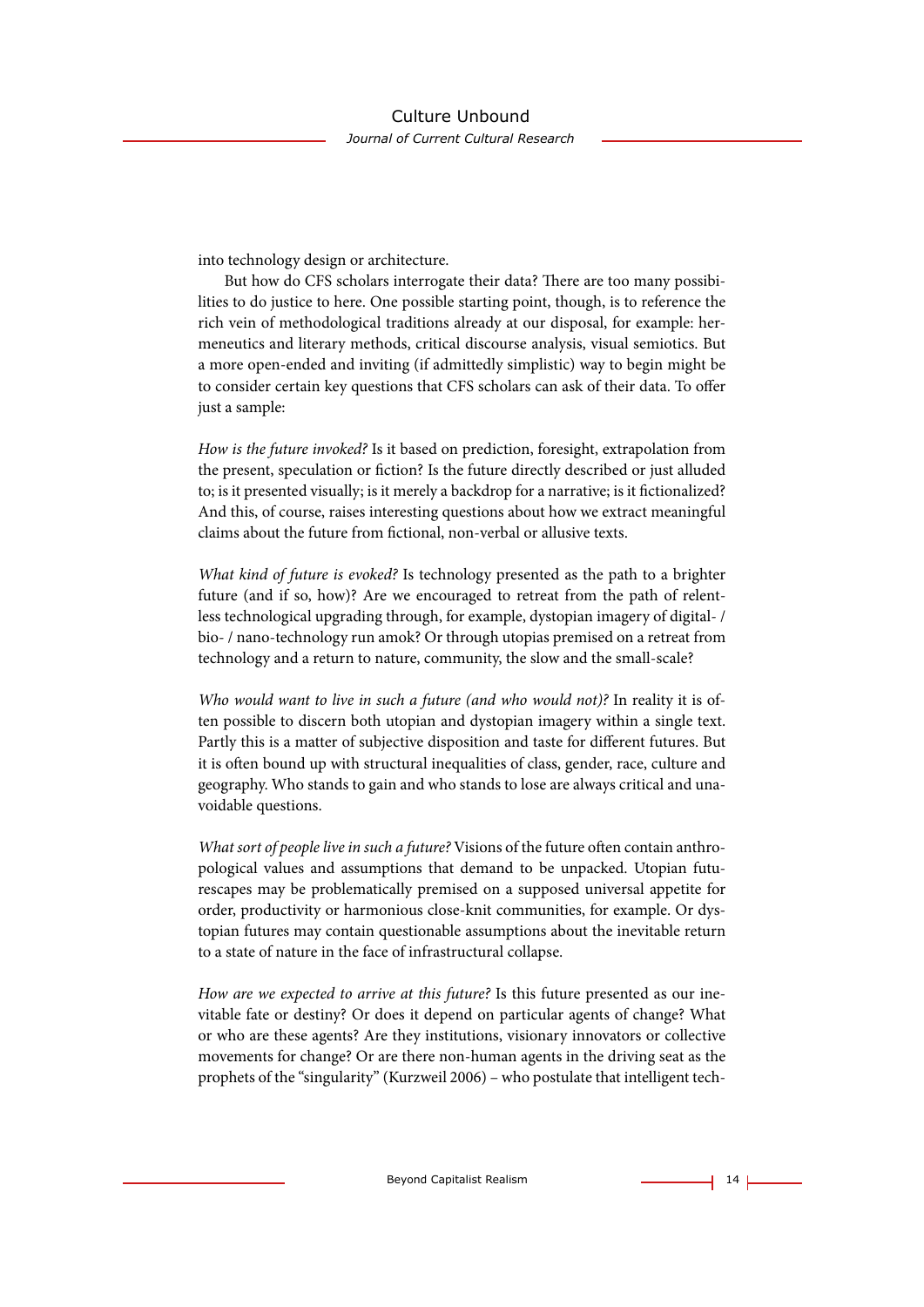into technology design or architecture.

But how do CFS scholars interrogate their data? There are too many possibilities to do justice to here. One possible starting point, though, is to reference the rich vein of methodological traditions already at our disposal, for example: hermeneutics and literary methods, critical discourse analysis, visual semiotics. But a more open-ended and inviting (if admittedly simplistic) way to begin might be to consider certain key questions that CFS scholars can ask of their data. To offer just a sample:

*How is the future invoked?* Is it based on prediction, foresight, extrapolation from the present, speculation or fiction? Is the future directly described or just alluded to; is it presented visually; is it merely a backdrop for a narrative; is it fictionalized? And this, of course, raises interesting questions about how we extract meaningful claims about the future from fictional, non-verbal or allusive texts.

*What kind of future is evoked?* Is technology presented as the path to a brighter future (and if so, how)? Are we encouraged to retreat from the path of relentless technological upgrading through, for example, dystopian imagery of digital- / bio- / nano-technology run amok? Or through utopias premised on a retreat from technology and a return to nature, community, the slow and the small-scale?

*Who would want to live in such a future (and who would not)?* In reality it is often possible to discern both utopian and dystopian imagery within a single text. Partly this is a matter of subjective disposition and taste for different futures. But it is often bound up with structural inequalities of class, gender, race, culture and geography. Who stands to gain and who stands to lose are always critical and unavoidable questions.

*What sort of people live in such a future?* Visions of the future often contain anthropological values and assumptions that demand to be unpacked. Utopian futurescapes may be problematically premised on a supposed universal appetite for order, productivity or harmonious close-knit communities, for example. Or dystopian futures may contain questionable assumptions about the inevitable return to a state of nature in the face of infrastructural collapse.

*How are we expected to arrive at this future?* Is this future presented as our inevitable fate or destiny? Or does it depend on particular agents of change? What or who are these agents? Are they institutions, visionary innovators or collective movements for change? Or are there non-human agents in the driving seat as the prophets of the "singularity" (Kurzweil 2006) – who postulate that intelligent tech-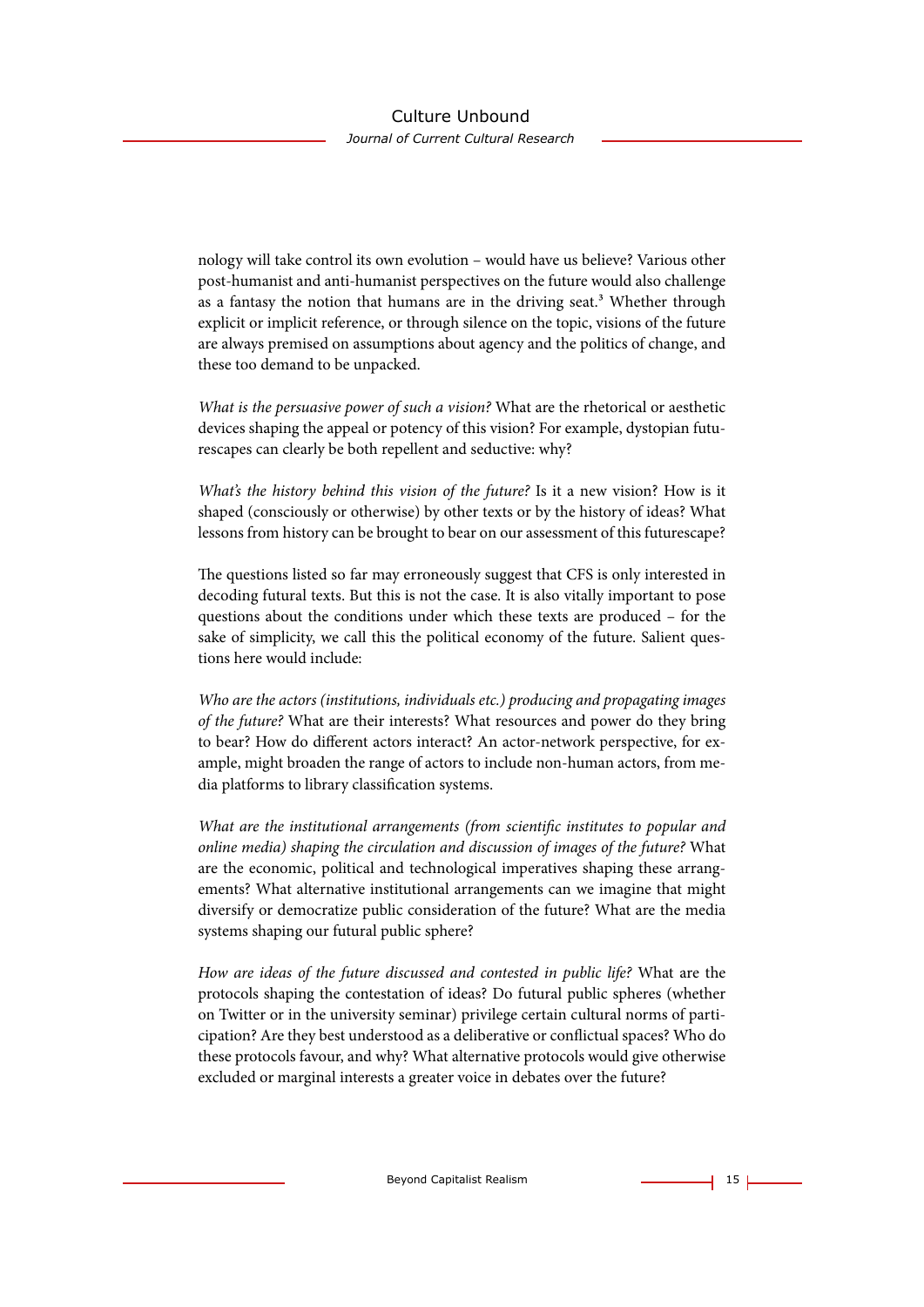nology will take control its own evolution – would have us believe? Various other post-humanist and anti-humanist perspectives on the future would also challenge as a fantasy the notion that humans are in the driving seat.[3] Whether through explicit or implicit reference, or through silence on the topic, visions of the future are always premised on assumptions about agency and the politics of change, and these too demand to be unpacked.

*What is the persuasive power of such a vision?* What are the rhetorical or aesthetic devices shaping the appeal or potency of this vision? For example, dystopian futurescapes can clearly be both repellent and seductive: why?

*What's the history behind this vision of the future?* Is it a new vision? How is it shaped (consciously or otherwise) by other texts or by the history of ideas? What lessons from history can be brought to bear on our assessment of this futurescape?

The questions listed so far may erroneously suggest that CFS is only interested in decoding futural texts. But this is not the case. It is also vitally important to pose questions about the conditions under which these texts are produced – for the sake of simplicity, we call this the political economy of the future. Salient questions here would include:

*Who are the actors (institutions, individuals etc.) producing and propagating images of the future?* What are their interests? What resources and power do they bring to bear? How do different actors interact? An actor-network perspective, for example, might broaden the range of actors to include non-human actors, from media platforms to library classification systems.

*What are the institutional arrangements (from scientific institutes to popular and online media) shaping the circulation and discussion of images of the future?* What are the economic, political and technological imperatives shaping these arrangements? What alternative institutional arrangements can we imagine that might diversify or democratize public consideration of the future? What are the media systems shaping our futural public sphere?

*How are ideas of the future discussed and contested in public life?* What are the protocols shaping the contestation of ideas? Do futural public spheres (whether on Twitter or in the university seminar) privilege certain cultural norms of participation? Are they best understood as a deliberative or conflictual spaces? Who do these protocols favour, and why? What alternative protocols would give otherwise excluded or marginal interests a greater voice in debates over the future?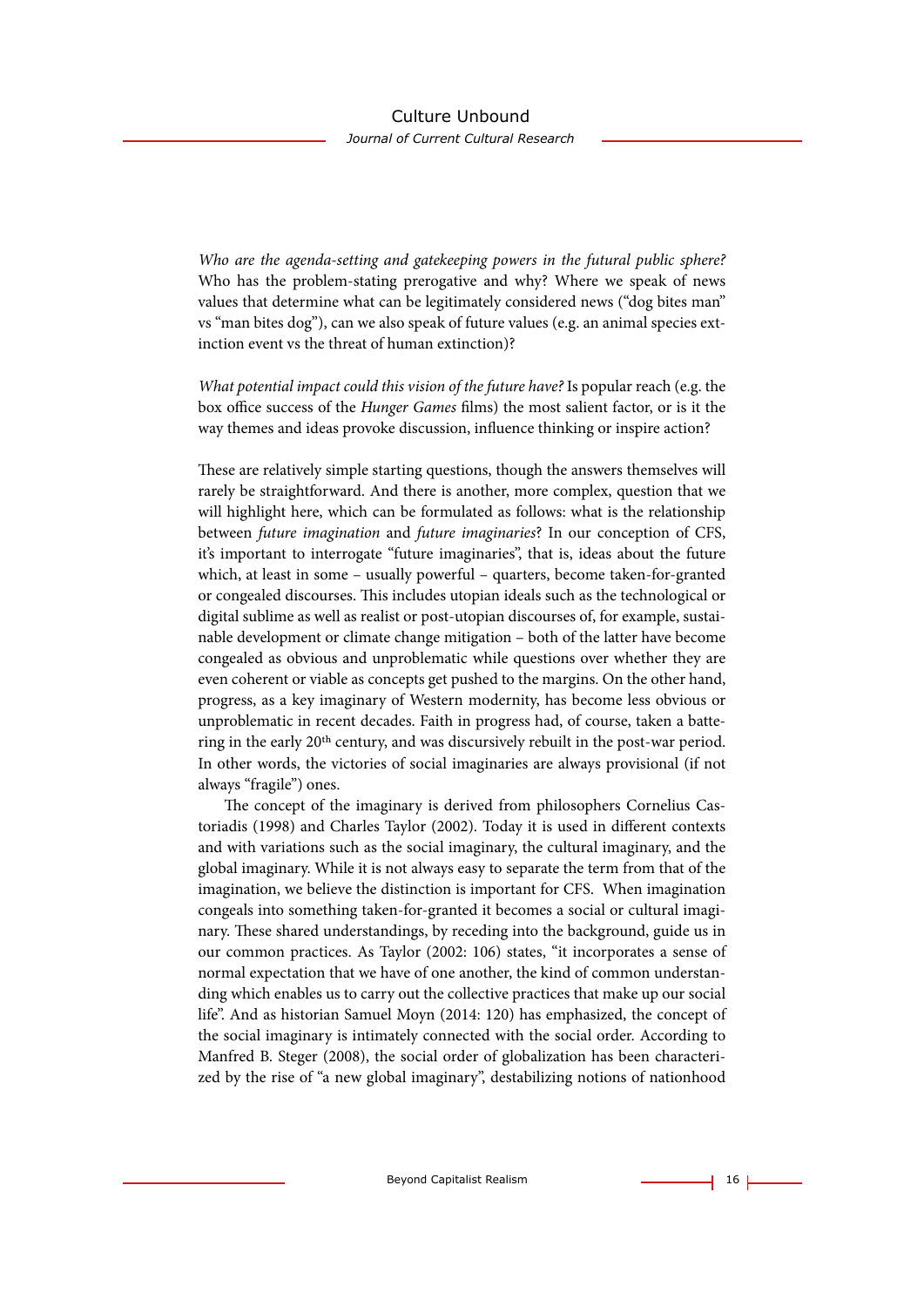*Who are the agenda-setting and gatekeeping powers in the futural public sphere?* Who has the problem-stating prerogative and why? Where we speak of news values that determine what can be legitimately considered news ("dog bites man" vs "man bites dog"), can we also speak of future values (e.g. an animal species extinction event vs the threat of human extinction)?

*What potential impact could this vision of the future have?* Is popular reach (e.g. the box office success of the *Hunger Games* films) the most salient factor, or is it the way themes and ideas provoke discussion, influence thinking or inspire action?

These are relatively simple starting questions, though the answers themselves will rarely be straightforward. And there is another, more complex, question that we will highlight here, which can be formulated as follows: what is the relationship between *future imagination* and *future imaginaries*? In our conception of CFS, it's important to interrogate "future imaginaries", that is, ideas about the future which, at least in some – usually powerful – quarters, become taken-for-granted or congealed discourses. This includes utopian ideals such as the technological or digital sublime as well as realist or post-utopian discourses of, for example, sustainable development or climate change mitigation – both of the latter have become congealed as obvious and unproblematic while questions over whether they are even coherent or viable as concepts get pushed to the margins. On the other hand, progress, as a key imaginary of Western modernity, has become less obvious or unproblematic in recent decades. Faith in progress had, of course, taken a battering in the early 20th century, and was discursively rebuilt in the post-war period. In other words, the victories of social imaginaries are always provisional (if not always "fragile") ones.

The concept of the imaginary is derived from philosophers Cornelius Castoriadis (1998) and Charles Taylor (2002). Today it is used in different contexts and with variations such as the social imaginary, the cultural imaginary, and the global imaginary. While it is not always easy to separate the term from that of the imagination, we believe the distinction is important for CFS. When imagination congeals into something taken-for-granted it becomes a social or cultural imaginary. These shared understandings, by receding into the background, guide us in our common practices. As Taylor (2002: 106) states, "it incorporates a sense of normal expectation that we have of one another, the kind of common understanding which enables us to carry out the collective practices that make up our social life". And as historian Samuel Moyn (2014: 120) has emphasized, the concept of the social imaginary is intimately connected with the social order. According to Manfred B. Steger (2008), the social order of globalization has been characterized by the rise of "a new global imaginary", destabilizing notions of nationhood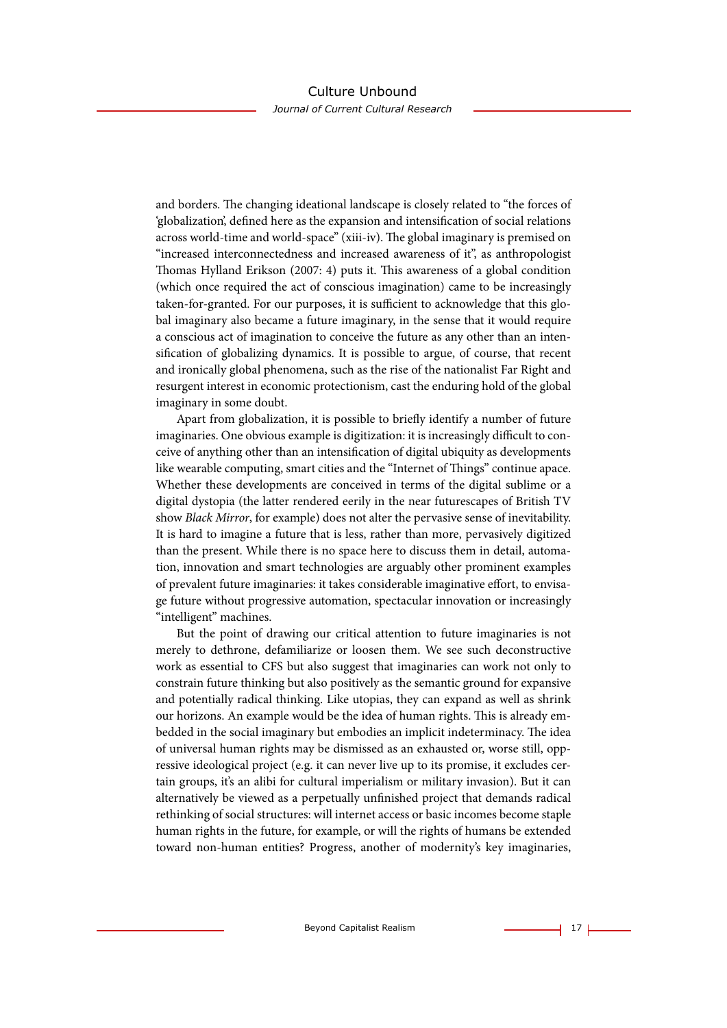and borders. The changing ideational landscape is closely related to "the forces of 'globalization', defined here as the expansion and intensification of social relations across world-time and world-space" (xiii-iv). The global imaginary is premised on "increased interconnectedness and increased awareness of it", as anthropologist Thomas Hylland Erikson (2007: 4) puts it. This awareness of a global condition (which once required the act of conscious imagination) came to be increasingly taken-for-granted. For our purposes, it is sufficient to acknowledge that this global imaginary also became a future imaginary, in the sense that it would require a conscious act of imagination to conceive the future as any other than an intensification of globalizing dynamics. It is possible to argue, of course, that recent and ironically global phenomena, such as the rise of the nationalist Far Right and resurgent interest in economic protectionism, cast the enduring hold of the global imaginary in some doubt.

Apart from globalization, it is possible to briefly identify a number of future imaginaries. One obvious example is digitization: it is increasingly difficult to conceive of anything other than an intensification of digital ubiquity as developments like wearable computing, smart cities and the "Internet of Things" continue apace. Whether these developments are conceived in terms of the digital sublime or a digital dystopia (the latter rendered eerily in the near futurescapes of British TV show *Black Mirror*, for example) does not alter the pervasive sense of inevitability. It is hard to imagine a future that is less, rather than more, pervasively digitized than the present. While there is no space here to discuss them in detail, automation, innovation and smart technologies are arguably other prominent examples of prevalent future imaginaries: it takes considerable imaginative effort, to envisage future without progressive automation, spectacular innovation or increasingly "intelligent" machines.

But the point of drawing our critical attention to future imaginaries is not merely to dethrone, defamiliarize or loosen them. We see such deconstructive work as essential to CFS but also suggest that imaginaries can work not only to constrain future thinking but also positively as the semantic ground for expansive and potentially radical thinking. Like utopias, they can expand as well as shrink our horizons. An example would be the idea of human rights. This is already embedded in the social imaginary but embodies an implicit indeterminacy. The idea of universal human rights may be dismissed as an exhausted or, worse still, oppressive ideological project (e.g. it can never live up to its promise, it excludes certain groups, it's an alibi for cultural imperialism or military invasion). But it can alternatively be viewed as a perpetually unfinished project that demands radical rethinking of social structures: will internet access or basic incomes become staple human rights in the future, for example, or will the rights of humans be extended toward non-human entities? Progress, another of modernity's key imaginaries,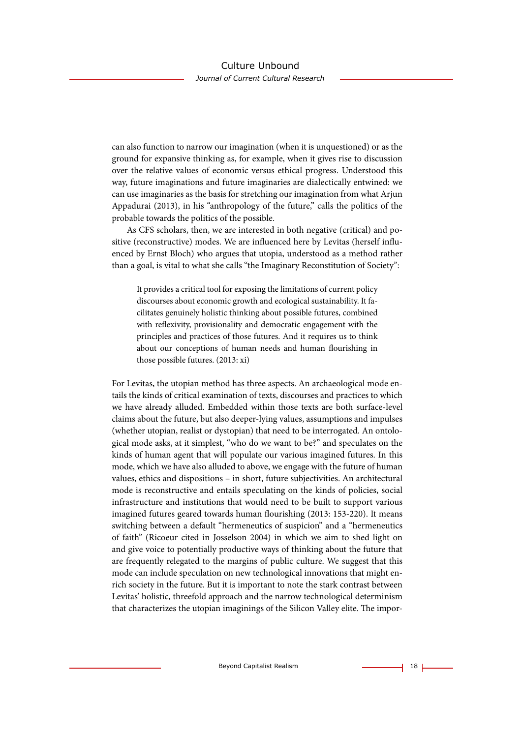can also function to narrow our imagination (when it is unquestioned) or as the ground for expansive thinking as, for example, when it gives rise to discussion over the relative values of economic versus ethical progress. Understood this way, future imaginations and future imaginaries are dialectically entwined: we can use imaginaries as the basis for stretching our imagination from what Arjun Appadurai (2013), in his "anthropology of the future," calls the politics of the probable towards the politics of the possible.

As CFS scholars, then, we are interested in both negative (critical) and positive (reconstructive) modes. We are influenced here by Levitas (herself influenced by Ernst Bloch) who argues that utopia, understood as a method rather than a goal, is vital to what she calls "the Imaginary Reconstitution of Society":

> It provides a critical tool for exposing the limitations of current policy discourses about economic growth and ecological sustainability. It facilitates genuinely holistic thinking about possible futures, combined with reflexivity, provisionality and democratic engagement with the principles and practices of those futures. And it requires us to think about our conceptions of human needs and human flourishing in those possible futures. (2013: xi)

For Levitas, the utopian method has three aspects. An archaeological mode entails the kinds of critical examination of texts, discourses and practices to which we have already alluded. Embedded within those texts are both surface-level claims about the future, but also deeper-lying values, assumptions and impulses (whether utopian, realist or dystopian) that need to be interrogated. An ontological mode asks, at it simplest, "who do we want to be?" and speculates on the kinds of human agent that will populate our various imagined futures. In this mode, which we have also alluded to above, we engage with the future of human values, ethics and dispositions – in short, future subjectivities. An architectural mode is reconstructive and entails speculating on the kinds of policies, social infrastructure and institutions that would need to be built to support various imagined futures geared towards human flourishing (2013: 153-220). It means switching between a default "hermeneutics of suspicion" and a "hermeneutics of faith" (Ricoeur cited in Josselson 2004) in which we aim to shed light on and give voice to potentially productive ways of thinking about the future that are frequently relegated to the margins of public culture. We suggest that this mode can include speculation on new technological innovations that might enrich society in the future. But it is important to note the stark contrast between Levitas' holistic, threefold approach and the narrow technological determinism that characterizes the utopian imaginings of the Silicon Valley elite. The impor-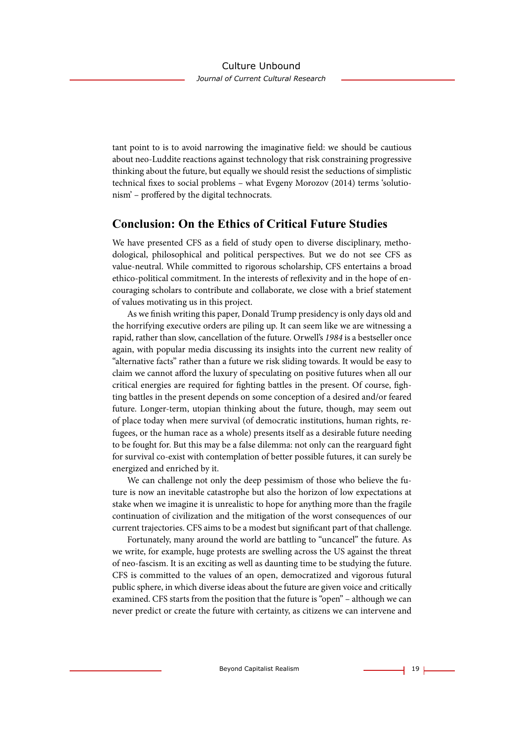tant point to is to avoid narrowing the imaginative field: we should be cautious about neo-Luddite reactions against technology that risk constraining progressive thinking about the future, but equally we should resist the seductions of simplistic technical fixes to social problems – what Evgeny Morozov (2014) terms 'solutionism' – proffered by the digital technocrats.

## Conclusion: On the Ethics of Critical Future Studies

We have presented CFS as a field of study open to diverse disciplinary, methodological, philosophical and political perspectives. But we do not see CFS as value-neutral. While committed to rigorous scholarship, CFS entertains a broad ethico-political commitment. In the interests of reflexivity and in the hope of encouraging scholars to contribute and collaborate, we close with a brief statement of values motivating us in this project.

As we finish writing this paper, Donald Trump presidency is only days old and the horrifying executive orders are piling up. It can seem like we are witnessing a rapid, rather than slow, cancellation of the future. Orwell's *1984* is a bestseller once again, with popular media discussing its insights into the current new reality of "alternative facts" rather than a future we risk sliding towards. It would be easy to claim we cannot afford the luxury of speculating on positive futures when all our critical energies are required for fighting battles in the present. Of course, fighting battles in the present depends on some conception of a desired and/or feared future. Longer-term, utopian thinking about the future, though, may seem out of place today when mere survival (of democratic institutions, human rights, refugees, or the human race as a whole) presents itself as a desirable future needing to be fought for. But this may be a false dilemma: not only can the rearguard fight for survival co-exist with contemplation of better possible futures, it can surely be energized and enriched by it.

We can challenge not only the deep pessimism of those who believe the future is now an inevitable catastrophe but also the horizon of low expectations at stake when we imagine it is unrealistic to hope for anything more than the fragile continuation of civilization and the mitigation of the worst consequences of our current trajectories. CFS aims to be a modest but significant part of that challenge.

Fortunately, many around the world are battling to "uncancel" the future. As we write, for example, huge protests are swelling across the US against the threat of neo-fascism. It is an exciting as well as daunting time to be studying the future. CFS is committed to the values of an open, democratized and vigorous futural public sphere, in which diverse ideas about the future are given voice and critically examined. CFS starts from the position that the future is "open" – although we can never predict or create the future with certainty, as citizens we can intervene and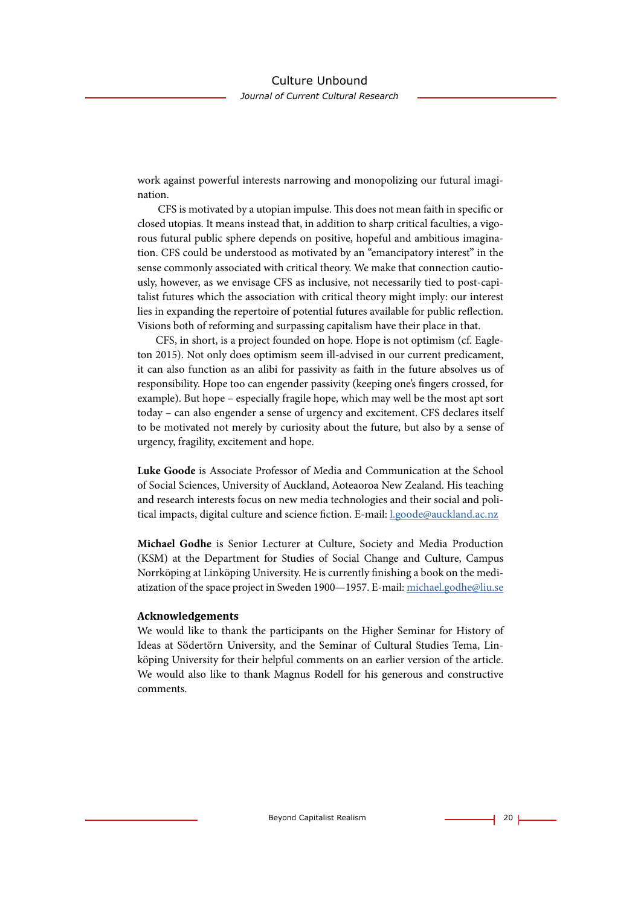work against powerful interests narrowing and monopolizing our futural imagination.

CFS is motivated by a utopian impulse. This does not mean faith in specific or closed utopias. It means instead that, in addition to sharp critical faculties, a vigorous futural public sphere depends on positive, hopeful and ambitious imagination. CFS could be understood as motivated by an "emancipatory interest" in the sense commonly associated with critical theory. We make that connection cautiously, however, as we envisage CFS as inclusive, not necessarily tied to post-capitalist futures which the association with critical theory might imply: our interest lies in expanding the repertoire of potential futures available for public reflection. Visions both of reforming and surpassing capitalism have their place in that.

CFS, in short, is a project founded on hope. Hope is not optimism (cf. Eagleton 2015). Not only does optimism seem ill-advised in our current predicament, it can also function as an alibi for passivity as faith in the future absolves us of responsibility. Hope too can engender passivity (keeping one's fingers crossed, for example). But hope – especially fragile hope, which may well be the most apt sort today – can also engender a sense of urgency and excitement. CFS declares itself to be motivated not merely by curiosity about the future, but also by a sense of urgency, fragility, excitement and hope.

**Luke Goode** is Associate Professor of Media and Communication at the School of Social Sciences, University of Auckland, Aoteaoroa New Zealand. His teaching and research interests focus on new media technologies and their social and political impacts, digital culture and science fiction. E-mail: l.goode@auckland.ac.nz

**Michael Godhe** is Senior Lecturer at Culture, Society and Media Production (KSM) at the Department for Studies of Social Change and Culture, Campus Norrköping at Linköping University. He is currently finishing a book on the mediatization of the space project in Sweden 1900—1957. E-mail: michael.godhe@liu.se

**Acknowledgements**

We would like to thank the participants on the Higher Seminar for History of Ideas at Södertörn University, and the Seminar of Cultural Studies Tema, Linköping University for their helpful comments on an earlier version of the article. We would also like to thank Magnus Rodell for his generous and constructive comments.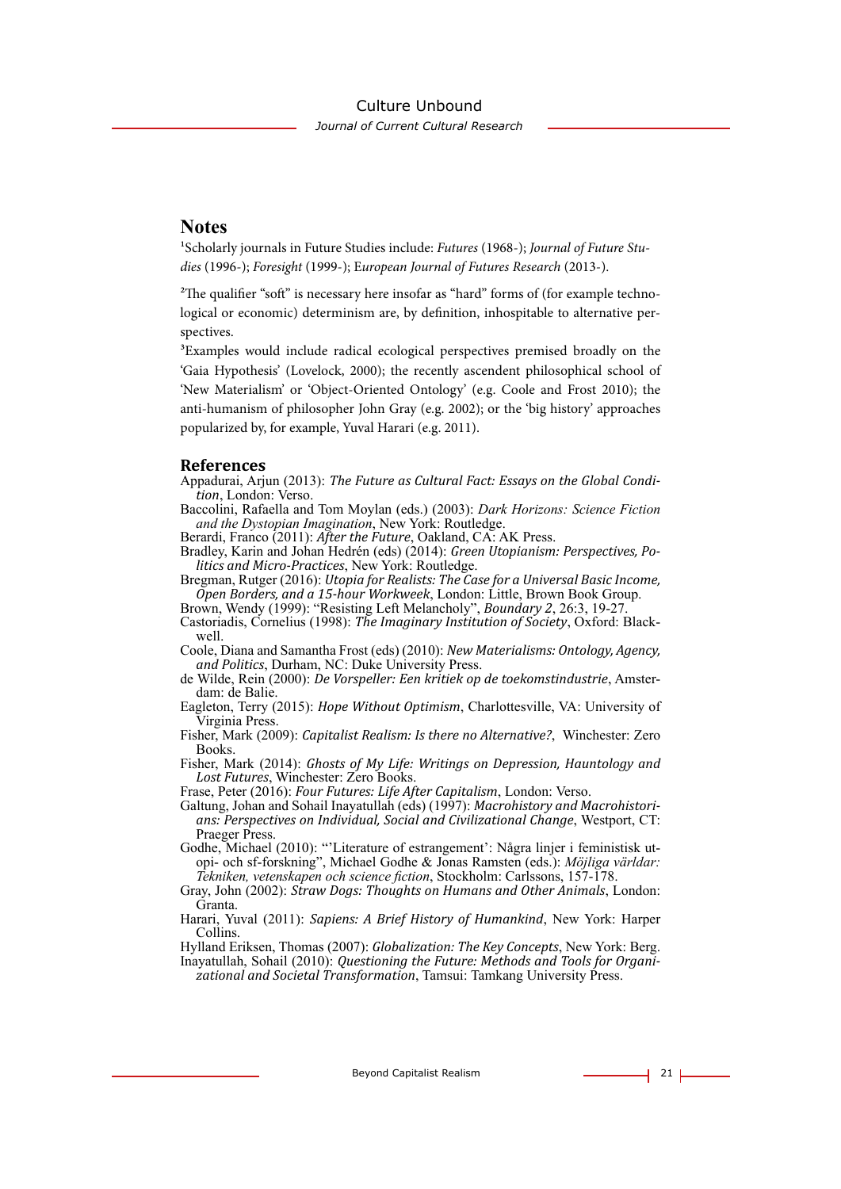## Notes

[1]Scholarly journals in Future Studies include: *Futures* (1968-); *Journal of Future Studies* (1996-); *Foresight* (1999-); E*uropean Journal of Futures Research* (2013-).

[2]The qualifier "soft" is necessary here insofar as "hard" forms of (for example technological or economic) determinism are, by definition, inhospitable to alternative perspectives.

[3]Examples would include radical ecological perspectives premised broadly on the 'Gaia Hypothesis' (Lovelock, 2000); the recently ascendent philosophical school of 'New Materialism' or 'Object-Oriented Ontology' (e.g. Coole and Frost 2010); the anti-humanism of philosopher John Gray (e.g. 2002); or the 'big history' approaches popularized by, for example, Yuval Harari (e.g. 2011).

## References

Appadurai, Arjun (2013): *The Future as Cultural Fact: Essays on the Global Condition*, London: Verso.

Baccolini, Rafaella and Tom Moylan (eds.) (2003): *Dark Horizons: Science Fiction and the Dystopian Imagination*, New York: Routledge.

Berardi, Franco (2011): *After the Future*, Oakland, CA: AK Press.

Bradley, Karin and Johan Hedrén (eds) (2014): *Green Utopianism: Perspectives, Politics and Micro-Practices*, New York: Routledge.

Bregman, Rutger (2016): *Utopia for Realists: The Case for a Universal Basic Income, Open Borders, and a 15-hour Workweek*, London: Little, Brown Book Group.

Brown, Wendy (1999): "Resisting Left Melancholy", *Boundary 2*, 26:3, 19-27.

Castoriadis, Cornelius (1998): *The Imaginary Institution of Society*, Oxford: Blackwell.

Coole, Diana and Samantha Frost (eds) (2010): *New Materialisms: Ontology, Agency, and Politics*, Durham, NC: Duke University Press.

de Wilde, Rein (2000): *De Vorspeller: Een kritiek op de toekomstindustrie*, Amsterdam: de Balie.

Eagleton, Terry (2015): *Hope Without Optimism*, Charlottesville, VA: University of Virginia Press.

Fisher, Mark (2009): *Capitalist Realism: Is there no Alternative?*, Winchester: Zero Books.

Fisher, Mark (2014): *Ghosts of My Life: Writings on Depression, Hauntology and Lost Futures*, Winchester: Zero Books.

Frase, Peter (2016): *Four Futures: Life After Capitalism*, London: Verso.

Galtung, Johan and Sohail Inayatullah (eds) (1997): *Macrohistory and Macrohistorians: Perspectives on Individual, Social and Civilizational Change*, Westport, CT: Praeger Press.

Godhe, Michael (2010): "'Literature of estrangement': Några linjer i feministisk utopi- och sf-forskning", Michael Godhe & Jonas Ramsten (eds.): *Möjliga världar: Tekniken, vetenskapen och science fiction*, Stockholm: Carlssons, 157-178.

Gray, John (2002): *Straw Dogs: Thoughts on Humans and Other Animals*, London: Granta.

Harari, Yuval (2011): *Sapiens: A Brief History of Humankind*, New York: Harper Collins.

Hylland Eriksen, Thomas (2007): *Globalization: The Key Concepts*, New York: Berg.

Inayatullah, Sohail (2010): *Questioning the Future: Methods and Tools for Organizational and Societal Transformation*, Tamsui: Tamkang University Press.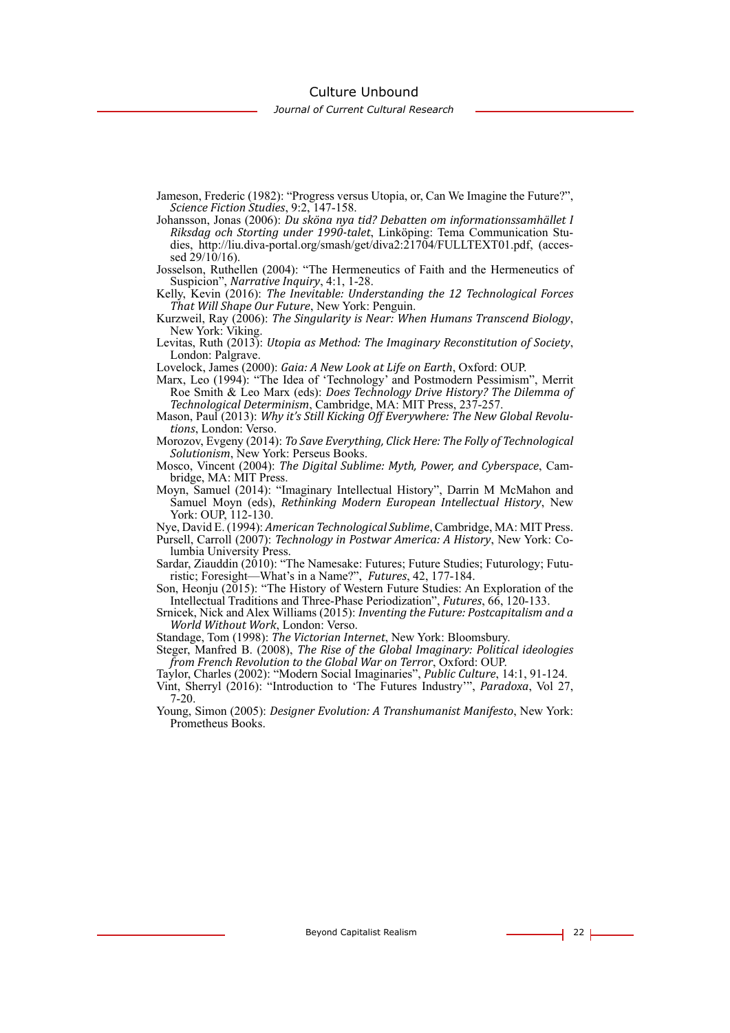Jameson, Frederic (1982): "Progress versus Utopia, or, Can We Imagine the Future?", *Science Fiction Studies*, 9:2, 147-158.

Johansson, Jonas (2006): *Du sköna nya tid? Debatten om informationssamhället I Riksdag och Storting under 1990-talet*, Linköping: Tema Communication Studies, http://liu.diva-portal.org/smash/get/diva2:21704/FULLTEXT01.pdf, (accessed 29/10/16).

Josselson, Ruthellen (2004): "The Hermeneutics of Faith and the Hermeneutics of Suspicion", *Narrative Inquiry*, 4:1, 1-28.

Kelly, Kevin (2016): *The Inevitable: Understanding the 12 Technological Forces That Will Shape Our Future*, New York: Penguin.

Kurzweil, Ray (2006): *The Singularity is Near: When Humans Transcend Biology*, New York: Viking.

Levitas, Ruth (2013): *Utopia as Method: The Imaginary Reconstitution of Society*, London: Palgrave.

Lovelock, James (2000): *Gaia: A New Look at Life on Earth*, Oxford: OUP.

Marx, Leo (1994): "The Idea of 'Technology' and Postmodern Pessimism", Merrit Roe Smith & Leo Marx (eds): *Does Technology Drive History? The Dilemma of Technological Determinism*, Cambridge, MA: MIT Press, 237-257.

Mason, Paul (2013): *Why it's Still Kicking Off Everywhere: The New Global Revolutions*, London: Verso.

Morozov, Evgeny (2014): *To Save Everything, Click Here: The Folly of Technological Solutionism*, New York: Perseus Books.

Mosco, Vincent (2004): *The Digital Sublime: Myth, Power, and Cyberspace*, Cambridge, MA: MIT Press.

Moyn, Samuel (2014): "Imaginary Intellectual History", Darrin M McMahon and Samuel Moyn (eds), *Rethinking Modern European Intellectual History*, New York: OUP, 112-130.

Nye, David E. (1994): *American Technological Sublime*, Cambridge, MA: MIT Press.

Pursell, Carroll (2007): *Technology in Postwar America: A History*, New York: Columbia University Press.

Sardar, Ziauddin (2010): "The Namesake: Futures; Future Studies; Futurology; Futuristic; Foresight—What's in a Name?", *Futures*, 42, 177-184.

Son, Heonju (2015): "The History of Western Future Studies: An Exploration of the Intellectual Traditions and Three-Phase Periodization", *Futures*, 66, 120-133.

Srnicek, Nick and Alex Williams (2015): *Inventing the Future: Postcapitalism and a World Without Work*, London: Verso.

Standage, Tom (1998): *The Victorian Internet*, New York: Bloomsbury.

Steger, Manfred B. (2008), *The Rise of the Global Imaginary: Political ideologies from French Revolution to the Global War on Terror*, Oxford: OUP.

Taylor, Charles (2002): "Modern Social Imaginaries", *Public Culture*, 14:1, 91-124.

Vint, Sherryl (2016): "Introduction to 'The Futures Industry'", *Paradoxa*, Vol 27, 7-20.

Young, Simon (2005): *Designer Evolution: A Transhumanist Manifesto*, New York: Prometheus Books.